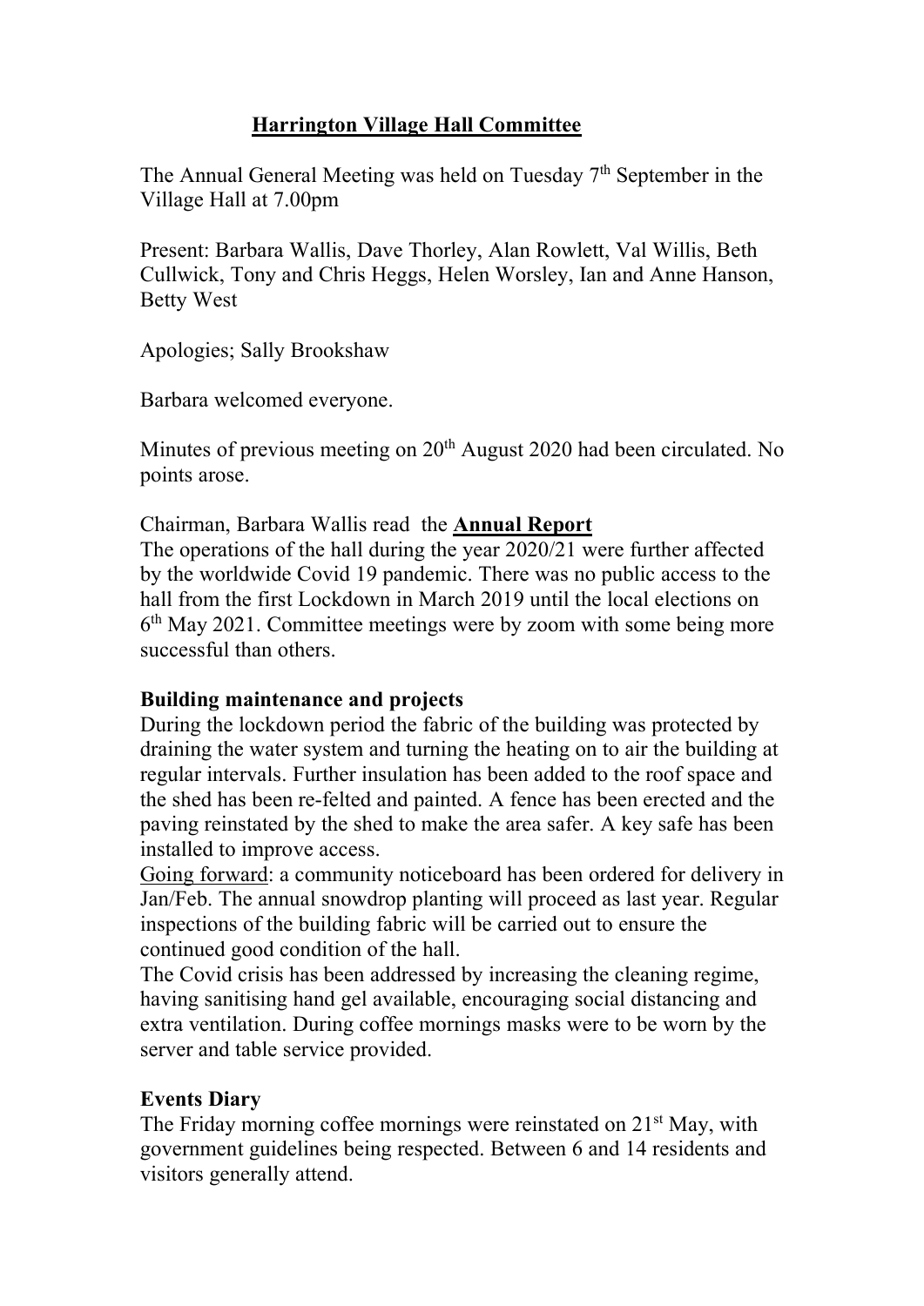## Harrington Village Hall Committee

The Annual General Meeting was held on Tuesday 7th September in the Village Hall at 7.00pm

Present: Barbara Wallis, Dave Thorley, Alan Rowlett, Val Willis, Beth Cullwick, Tony and Chris Heggs, Helen Worsley, Ian and Anne Hanson, Betty West

Apologies; Sally Brookshaw

Barbara welcomed everyone.

Minutes of previous meeting on 20th August 2020 had been circulated. No points arose.

Chairman, Barbara Wallis read the **Annual Report**

The operations of the hall during the year 2020/21 were further affected by the worldwide Covid 19 pandemic. There was no public access to the hall from the first Lockdown in March 2019 until the local elections on 6th May 2021. Committee meetings were by zoom with some being more successful than others.

### Building maintenance and projects

During the lockdown period the fabric of the building was protected by draining the water system and turning the heating on to air the building at regular intervals. Further insulation has been added to the roof space and the shed has been re-felted and painted. A fence has been erected and the paving reinstated by the shed to make the area safer. A key safe has been installed to improve access.

Going forward: a community noticeboard has been ordered for delivery in Jan/Feb. The annual snowdrop planting will proceed as last year. Regular inspections of the building fabric will be carried out to ensure the continued good condition of the hall.

The Covid crisis has been addressed by increasing the cleaning regime, having sanitising hand gel available, encouraging social distancing and extra ventilation. During coffee mornings masks were to be worn by the server and table service provided.

### Events Diary

The Friday morning coffee mornings were reinstated on 21st May, with government guidelines being respected. Between 6 and 14 residents and visitors generally attend.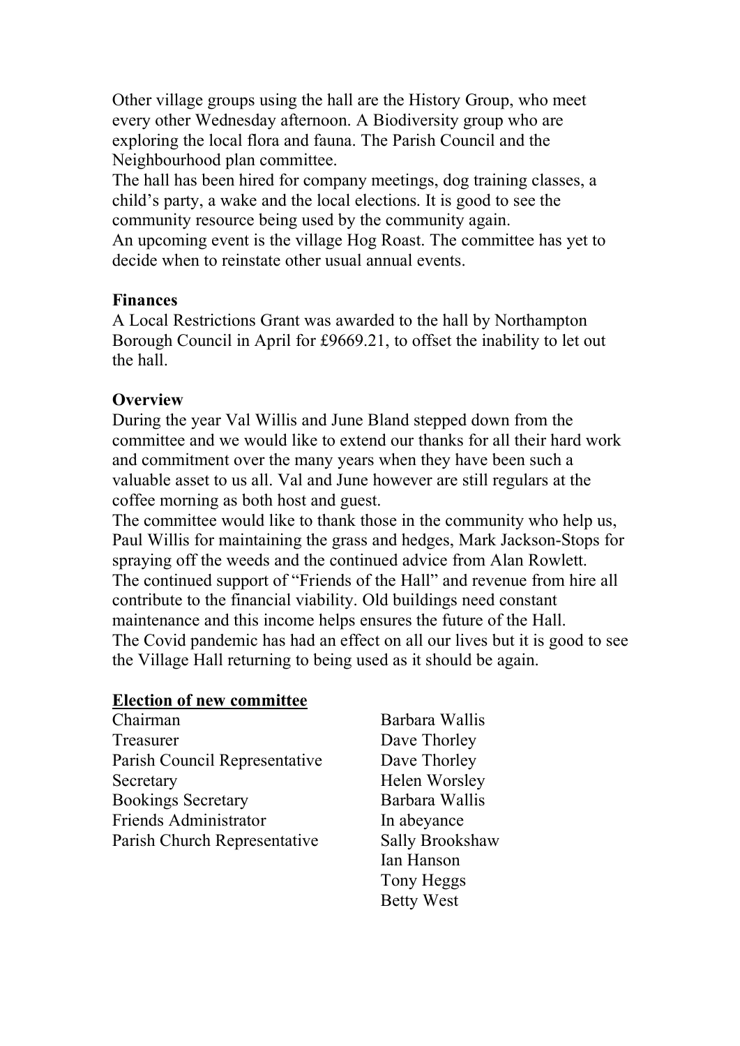Other village groups using the hall are the History Group, who meet every other Wednesday afternoon. A Biodiversity group who are exploring the local flora and fauna. The Parish Council and the Neighbourhood plan committee.

The hall has been hired for company meetings, dog training classes, a child's party, a wake and the local elections. It is good to see the community resource being used by the community again.

An upcoming event is the village Hog Roast. The committee has yet to decide when to reinstate other usual annual events.

**Finances**

A Local Restrictions Grant was awarded to the hall by Northampton Borough Council in April for £9669.21, to offset the inability to let out the hall.

**Overview**

During the year Val Willis and June Bland stepped down from the committee and we would like to extend our thanks for all their hard work and commitment over the many years when they have been such a valuable asset to us all. Val and June however are still regulars at the coffee morning as both host and guest.

The committee would like to thank those in the community who help us, Paul Willis for maintaining the grass and hedges, Mark Jackson-Stops for spraying off the weeds and the continued advice from Alan Rowlett.

The continued support of "Friends of the Hall" and revenue from hire all contribute to the financial viability. Old buildings need constant maintenance and this income helps ensures the future of the Hall.

The Covid pandemic has had an effect on all our lives but it is good to see the Village Hall returning to being used as it should be again.

**Election of new committee**

| | |
|---|---|
| Chairman | Barbara Wallis |
| Treasurer | Dave Thorley |
| Parish Council Representative | Dave Thorley |
| Secretary | Helen Worsley |
| Bookings Secretary | Barbara Wallis |
| Friends Administrator | In abeyance |
| Parish Church Representative | Sally Brookshaw |
| | Ian Hanson |
| | Tony Heggs |
| | Betty West |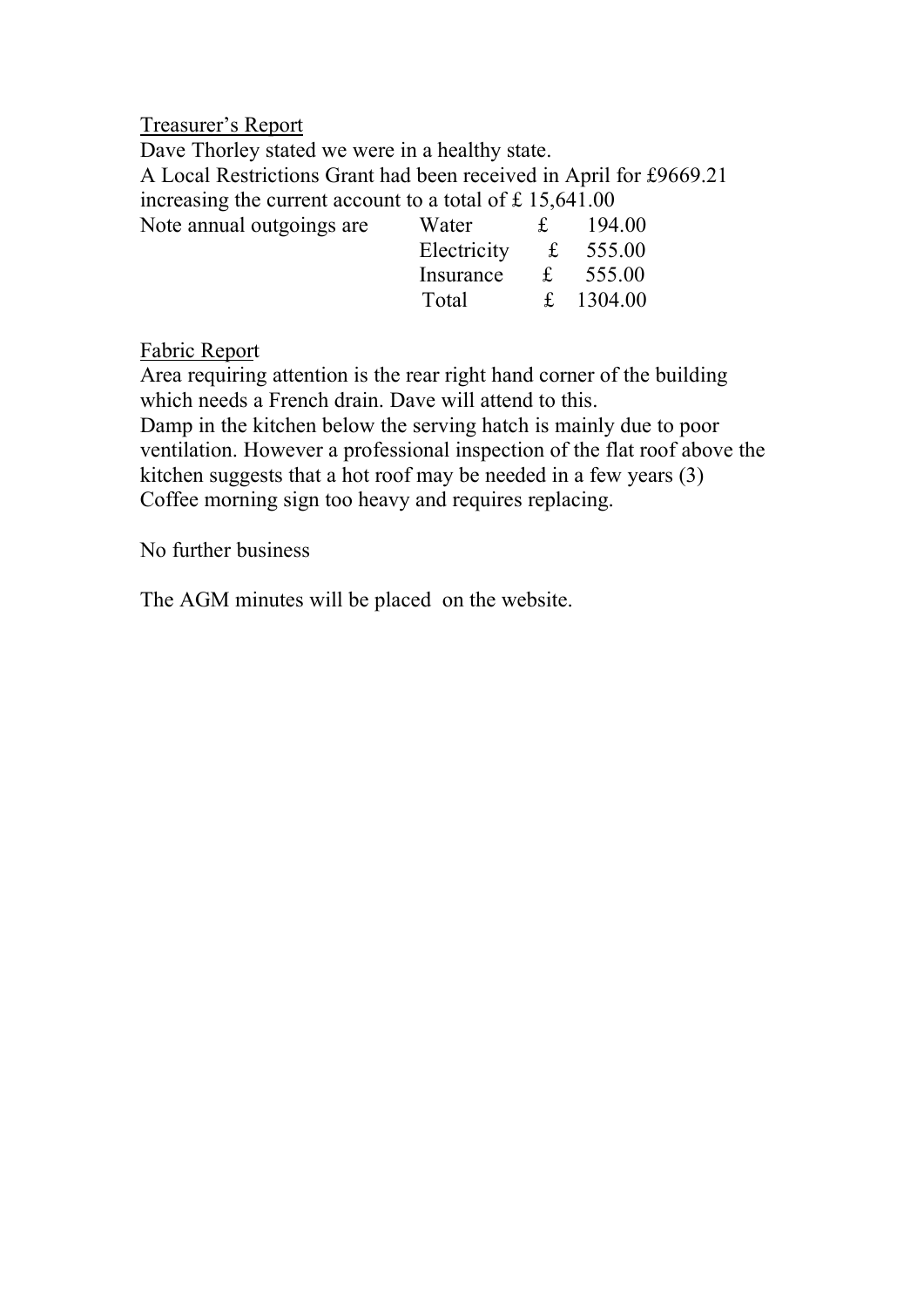Treasurer's Report

Dave Thorley stated we were in a healthy state.
A Local Restrictions Grant had been received in April for £9669.21 increasing the current account to a total of £ 15,641.00

| | | | |
|---|---|---|---|
| Note annual outgoings are | Water | £ | 194.00 |
| | Electricity | £ | 555.00 |
| | Insurance | £ | 555.00 |
| | Total | £ | 1304.00 |

Fabric Report

Area requiring attention is the rear right hand corner of the building which needs a French drain. Dave will attend to this.
Damp in the kitchen below the serving hatch is mainly due to poor ventilation. However a professional inspection of the flat roof above the kitchen suggests that a hot roof may be needed in a few years (3)
Coffee morning sign too heavy and requires replacing.

No further business

The AGM minutes will be placed on the website.